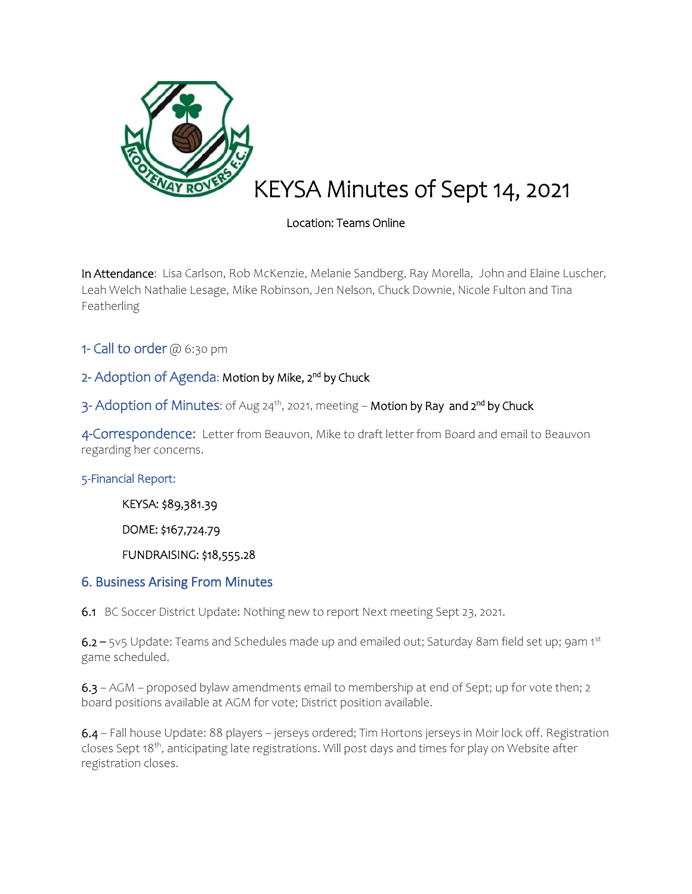# KEYSA Minutes of Sept 14, 2021

Location: Teams Online

**In Attendance**: Lisa Carlson, Rob McKenzie, Melanie Sandberg, Ray Morella, John and Elaine Luscher, Leah Welch Nathalie Lesage, Mike Robinson, Jen Nelson, Chuck Downie, Nicole Fulton and Tina Featherling

## 1- Call to order @ 6:30 pm

## 2- Adoption of Agenda: Motion by Mike, 2nd by Chuck

## 3- Adoption of Minutes: of Aug 24th, 2021, meeting – Motion by Ray and 2nd by Chuck

## 4-Correspondence: Letter from Beauvon, Mike to draft letter from Board and email to Beauvon regarding her concerns.

### 5-Financial Report:

KEYSA: $89,381.39

DOME: $167,724.79

FUNDRAISING: $18,555.28

## 6. Business Arising From Minutes

**6.1** BC Soccer District Update: Nothing new to report Next meeting Sept 23, 2021.

**6.2** – 5v5 Update: Teams and Schedules made up and emailed out; Saturday 8am field set up; 9am 1st game scheduled.

**6.3** – AGM – proposed bylaw amendments email to membership at end of Sept; up for vote then; 2 board positions available at AGM for vote; District position available.

**6.4** – Fall house Update: 88 players – jerseys ordered; Tim Hortons jerseys in Moir lock off. Registration closes Sept 18th, anticipating late registrations. Will post days and times for play on Website after registration closes.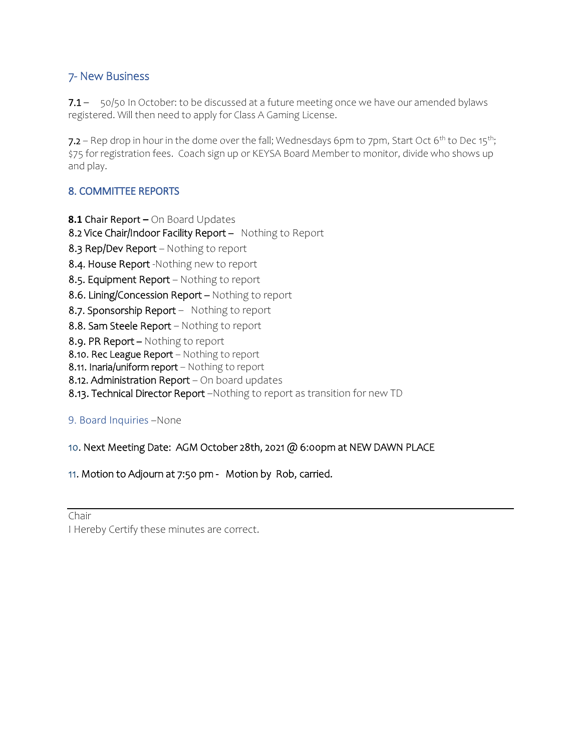## 7- New Business

**7.1** – 50/50 In October: to be discussed at a future meeting once we have our amended bylaws registered. Will then need to apply for Class A Gaming License.

**7.2** – Rep drop in hour in the dome over the fall; Wednesdays 6pm to 7pm, Start Oct 6th to Dec 15th; $75 for registration fees. Coach sign up or KEYSA Board Member to monitor, divide who shows up and play.

## 8. COMMITTEE REPORTS

**8.1** Chair Report – On Board Updates
8.2 Vice Chair/Indoor Facility Report – Nothing to Report
8.3 Rep/Dev Report – Nothing to report
8.4. House Report -Nothing new to report
8.5. Equipment Report – Nothing to report
8.6. Lining/Concession Report – Nothing to report
8.7. Sponsorship Report – Nothing to report
8.8. Sam Steele Report – Nothing to report
8.9. PR Report – Nothing to report
8.10. Rec League Report – Nothing to report
8.11. Inaria/uniform report – Nothing to report
8.12. Administration Report – On board updates
8.13. Technical Director Report –Nothing to report as transition for new TD

9. Board Inquiries –None

10. Next Meeting Date: AGM October 28th, 2021 @ 6:00pm at NEW DAWN PLACE

11. Motion to Adjourn at 7:50 pm - Motion by Rob, carried.

---

Chair
I Hereby Certify these minutes are correct.